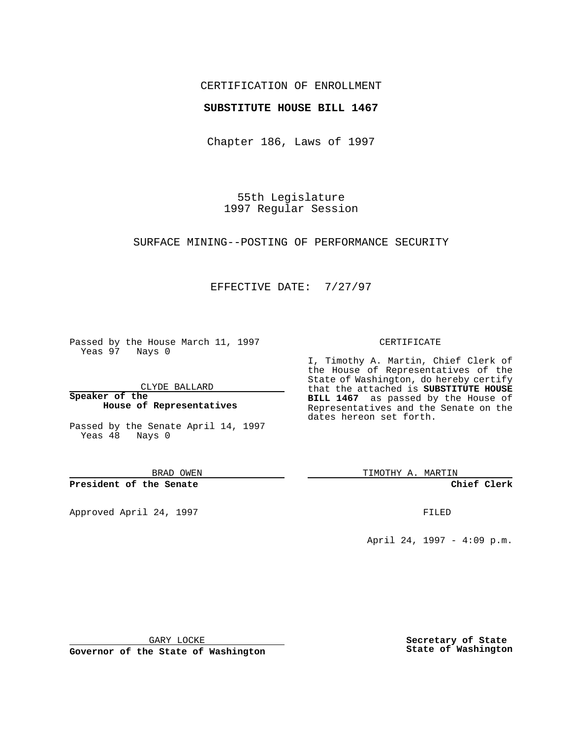CERTIFICATION OF ENROLLMENT

**SUBSTITUTE HOUSE BILL 1467**

Chapter 186, Laws of 1997

55th Legislature
1997 Regular Session

SURFACE MINING--POSTING OF PERFORMANCE SECURITY

EFFECTIVE DATE: 7/27/97

Passed by the House March 11, 1997
Yeas 97 Nays 0

CLYDE BALLARD

**Speaker of the House of Representatives**

Passed by the Senate April 14, 1997
Yeas 48 Nays 0

BRAD OWEN

**President of the Senate**

Approved April 24, 1997

GARY LOCKE

**Governor of the State of Washington**

CERTIFICATE

I, Timothy A. Martin, Chief Clerk of the House of Representatives of the State of Washington, do hereby certify that the attached is **SUBSTITUTE HOUSE BILL 1467** as passed by the House of Representatives and the Senate on the dates hereon set forth.

TIMOTHY A. MARTIN

**Chief Clerk**

FILED

April 24, 1997 - 4:09 p.m.

**Secretary of State State of Washington**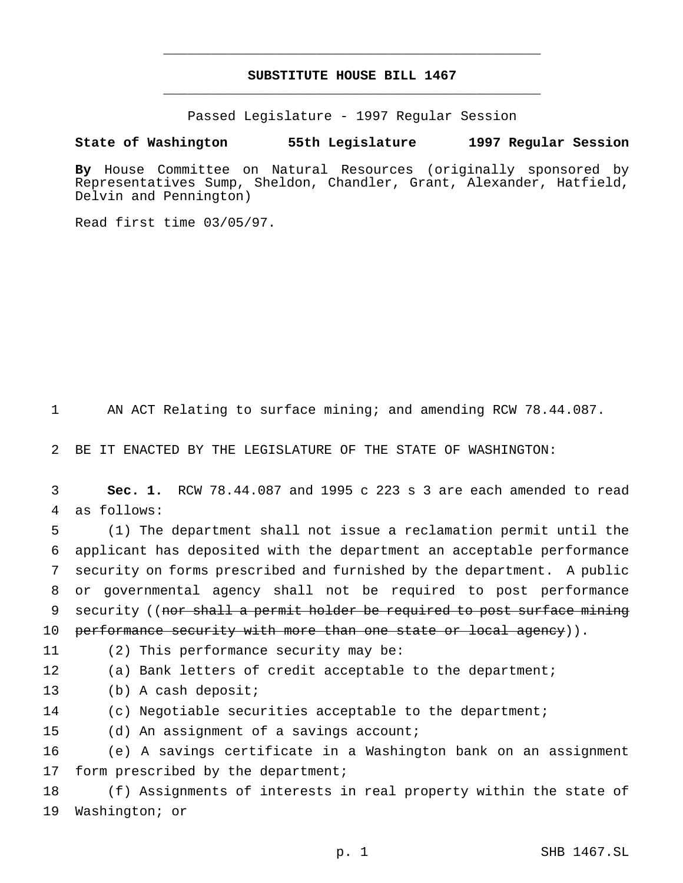# SUBSTITUTE HOUSE BILL 1467

Passed Legislature - 1997 Regular Session

**State of Washington 55th Legislature 1997 Regular Session**

**By** House Committee on Natural Resources (originally sponsored by Representatives Sump, Sheldon, Chandler, Grant, Alexander, Hatfield, Delvin and Pennington)

Read first time 03/05/97.

AN ACT Relating to surface mining; and amending RCW 78.44.087.

BE IT ENACTED BY THE LEGISLATURE OF THE STATE OF WASHINGTON:

**Sec. 1.** RCW 78.44.087 and 1995 c 223 s 3 are each amended to read as follows:

(1) The department shall not issue a reclamation permit until the applicant has deposited with the department an acceptable performance security on forms prescribed and furnished by the department. A public or governmental agency shall not be required to post performance security ((~~nor shall a permit holder be required to post surface mining performance security with more than one state or local agency~~)).

(2) This performance security may be:

(a) Bank letters of credit acceptable to the department;

(b) A cash deposit;

(c) Negotiable securities acceptable to the department;

(d) An assignment of a savings account;

(e) A savings certificate in a Washington bank on an assignment form prescribed by the department;

(f) Assignments of interests in real property within the state of Washington; or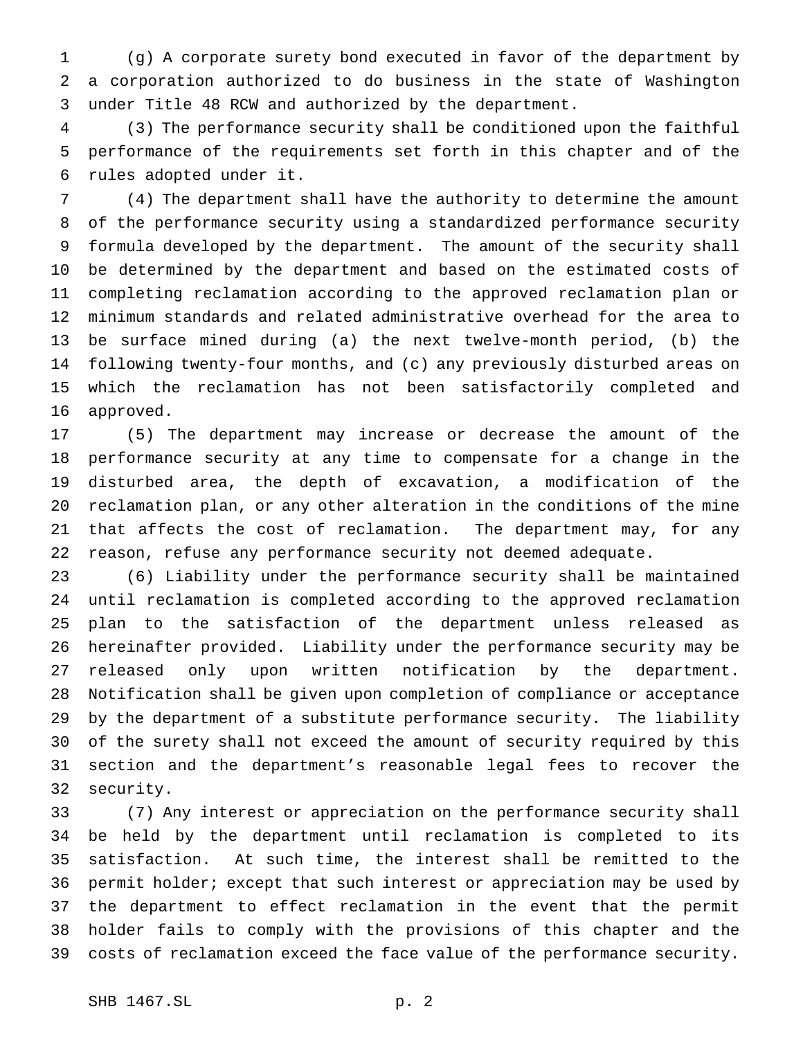(g) A corporate surety bond executed in favor of the department by a corporation authorized to do business in the state of Washington under Title 48 RCW and authorized by the department.

(3) The performance security shall be conditioned upon the faithful performance of the requirements set forth in this chapter and of the rules adopted under it.

(4) The department shall have the authority to determine the amount of the performance security using a standardized performance security formula developed by the department. The amount of the security shall be determined by the department and based on the estimated costs of completing reclamation according to the approved reclamation plan or minimum standards and related administrative overhead for the area to be surface mined during (a) the next twelve-month period, (b) the following twenty-four months, and (c) any previously disturbed areas on which the reclamation has not been satisfactorily completed and approved.

(5) The department may increase or decrease the amount of the performance security at any time to compensate for a change in the disturbed area, the depth of excavation, a modification of the reclamation plan, or any other alteration in the conditions of the mine that affects the cost of reclamation. The department may, for any reason, refuse any performance security not deemed adequate.

(6) Liability under the performance security shall be maintained until reclamation is completed according to the approved reclamation plan to the satisfaction of the department unless released as hereinafter provided. Liability under the performance security may be released only upon written notification by the department. Notification shall be given upon completion of compliance or acceptance by the department of a substitute performance security. The liability of the surety shall not exceed the amount of security required by this section and the department's reasonable legal fees to recover the security.

(7) Any interest or appreciation on the performance security shall be held by the department until reclamation is completed to its satisfaction. At such time, the interest shall be remitted to the permit holder; except that such interest or appreciation may be used by the department to effect reclamation in the event that the permit holder fails to comply with the provisions of this chapter and the costs of reclamation exceed the face value of the performance security.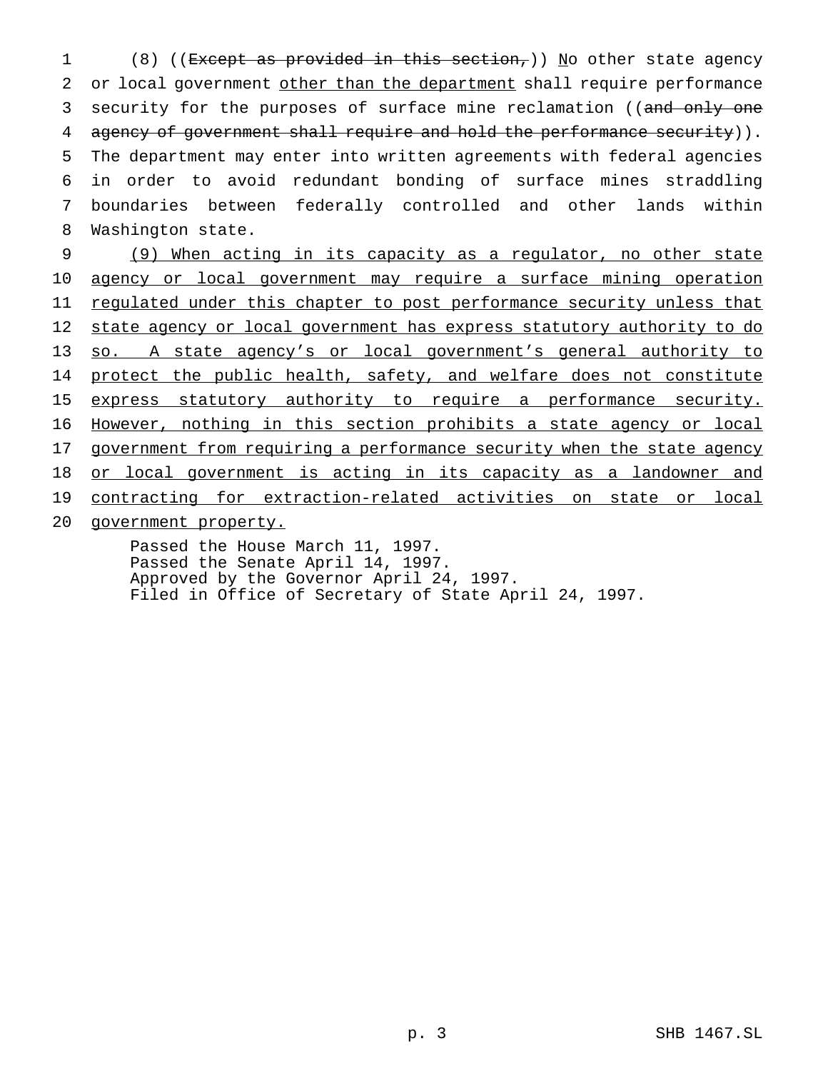(8) ((~~Except as provided in this section,~~)) No other state agency or local government other than the department shall require performance security for the purposes of surface mine reclamation ((~~and only one agency of government shall require and hold the performance security~~)). The department may enter into written agreements with federal agencies in order to avoid redundant bonding of surface mines straddling boundaries between federally controlled and other lands within Washington state.

(9) When acting in its capacity as a regulator, no other state agency or local government may require a surface mining operation regulated under this chapter to post performance security unless that state agency or local government has express statutory authority to do so. A state agency's or local government's general authority to protect the public health, safety, and welfare does not constitute express statutory authority to require a performance security. However, nothing in this section prohibits a state agency or local government from requiring a performance security when the state agency or local government is acting in its capacity as a landowner and contracting for extraction-related activities on state or local government property.

Passed the House March 11, 1997.
Passed the Senate April 14, 1997.
Approved by the Governor April 24, 1997.
Filed in Office of Secretary of State April 24, 1997.